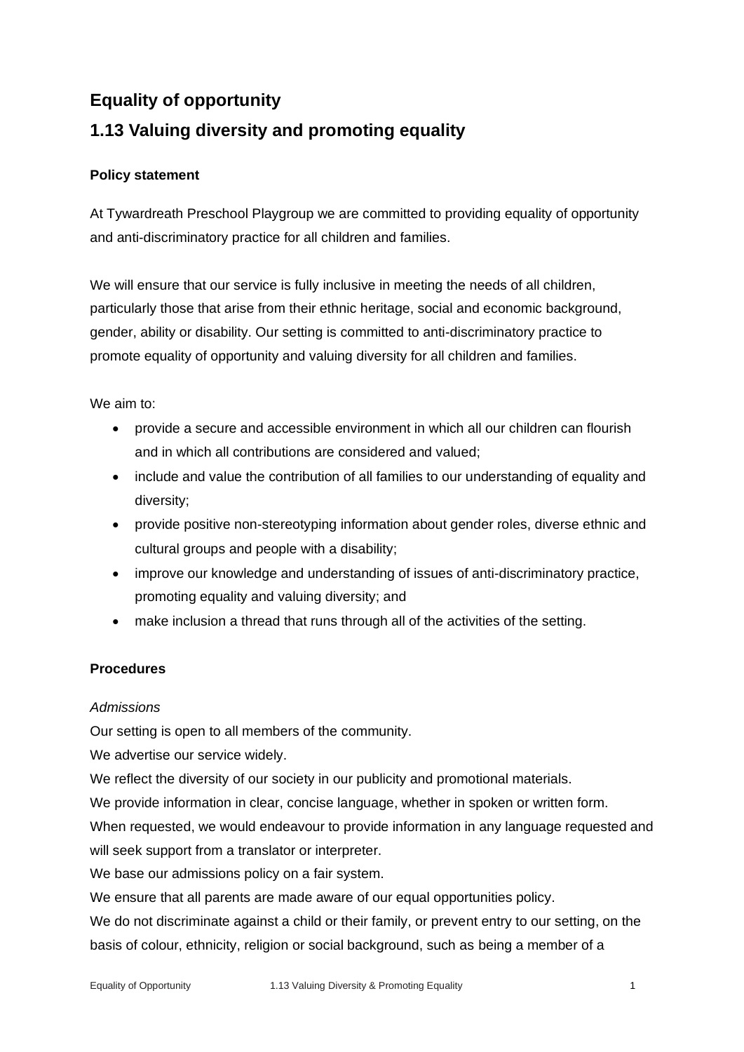## Equality of opportunity

## 1.13 Valuing diversity and promoting equality

**Policy statement**

At Tywardreath Preschool Playgroup we are committed to providing equality of opportunity and anti-discriminatory practice for all children and families.

We will ensure that our service is fully inclusive in meeting the needs of all children, particularly those that arise from their ethnic heritage, social and economic background, gender, ability or disability. Our setting is committed to anti-discriminatory practice to promote equality of opportunity and valuing diversity for all children and families.

We aim to:

- provide a secure and accessible environment in which all our children can flourish and in which all contributions are considered and valued;
- include and value the contribution of all families to our understanding of equality and diversity;
- provide positive non-stereotyping information about gender roles, diverse ethnic and cultural groups and people with a disability;
- improve our knowledge and understanding of issues of anti-discriminatory practice, promoting equality and valuing diversity; and
- make inclusion a thread that runs through all of the activities of the setting.

**Procedures**

*Admissions*

Our setting is open to all members of the community.

We advertise our service widely.

We reflect the diversity of our society in our publicity and promotional materials.

We provide information in clear, concise language, whether in spoken or written form.

When requested, we would endeavour to provide information in any language requested and will seek support from a translator or interpreter.

We base our admissions policy on a fair system.

We ensure that all parents are made aware of our equal opportunities policy.

We do not discriminate against a child or their family, or prevent entry to our setting, on the basis of colour, ethnicity, religion or social background, such as being a member of a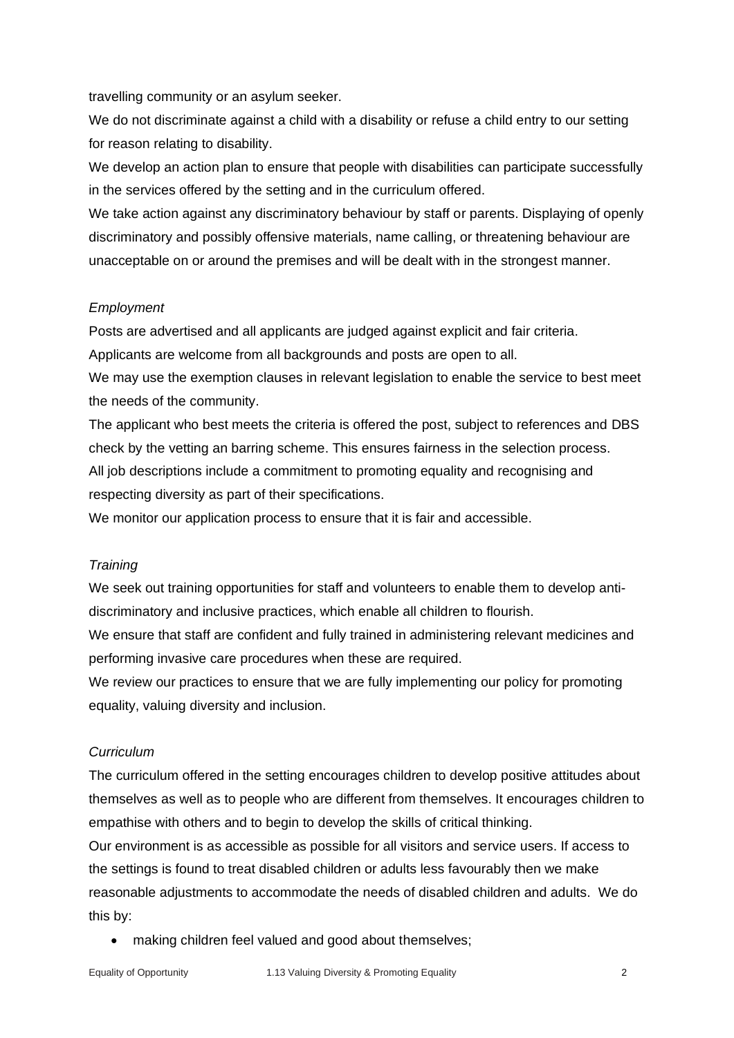travelling community or an asylum seeker.

We do not discriminate against a child with a disability or refuse a child entry to our setting for reason relating to disability.

We develop an action plan to ensure that people with disabilities can participate successfully in the services offered by the setting and in the curriculum offered.

We take action against any discriminatory behaviour by staff or parents. Displaying of openly discriminatory and possibly offensive materials, name calling, or threatening behaviour are unacceptable on or around the premises and will be dealt with in the strongest manner.

*Employment*

Posts are advertised and all applicants are judged against explicit and fair criteria.

Applicants are welcome from all backgrounds and posts are open to all.

We may use the exemption clauses in relevant legislation to enable the service to best meet the needs of the community.

The applicant who best meets the criteria is offered the post, subject to references and DBS check by the vetting an barring scheme. This ensures fairness in the selection process.

All job descriptions include a commitment to promoting equality and recognising and respecting diversity as part of their specifications.

We monitor our application process to ensure that it is fair and accessible.

*Training*

We seek out training opportunities for staff and volunteers to enable them to develop anti-discriminatory and inclusive practices, which enable all children to flourish.

We ensure that staff are confident and fully trained in administering relevant medicines and performing invasive care procedures when these are required.

We review our practices to ensure that we are fully implementing our policy for promoting equality, valuing diversity and inclusion.

*Curriculum*

The curriculum offered in the setting encourages children to develop positive attitudes about themselves as well as to people who are different from themselves. It encourages children to empathise with others and to begin to develop the skills of critical thinking.

Our environment is as accessible as possible for all visitors and service users. If access to the settings is found to treat disabled children or adults less favourably then we make reasonable adjustments to accommodate the needs of disabled children and adults. We do this by:

- making children feel valued and good about themselves;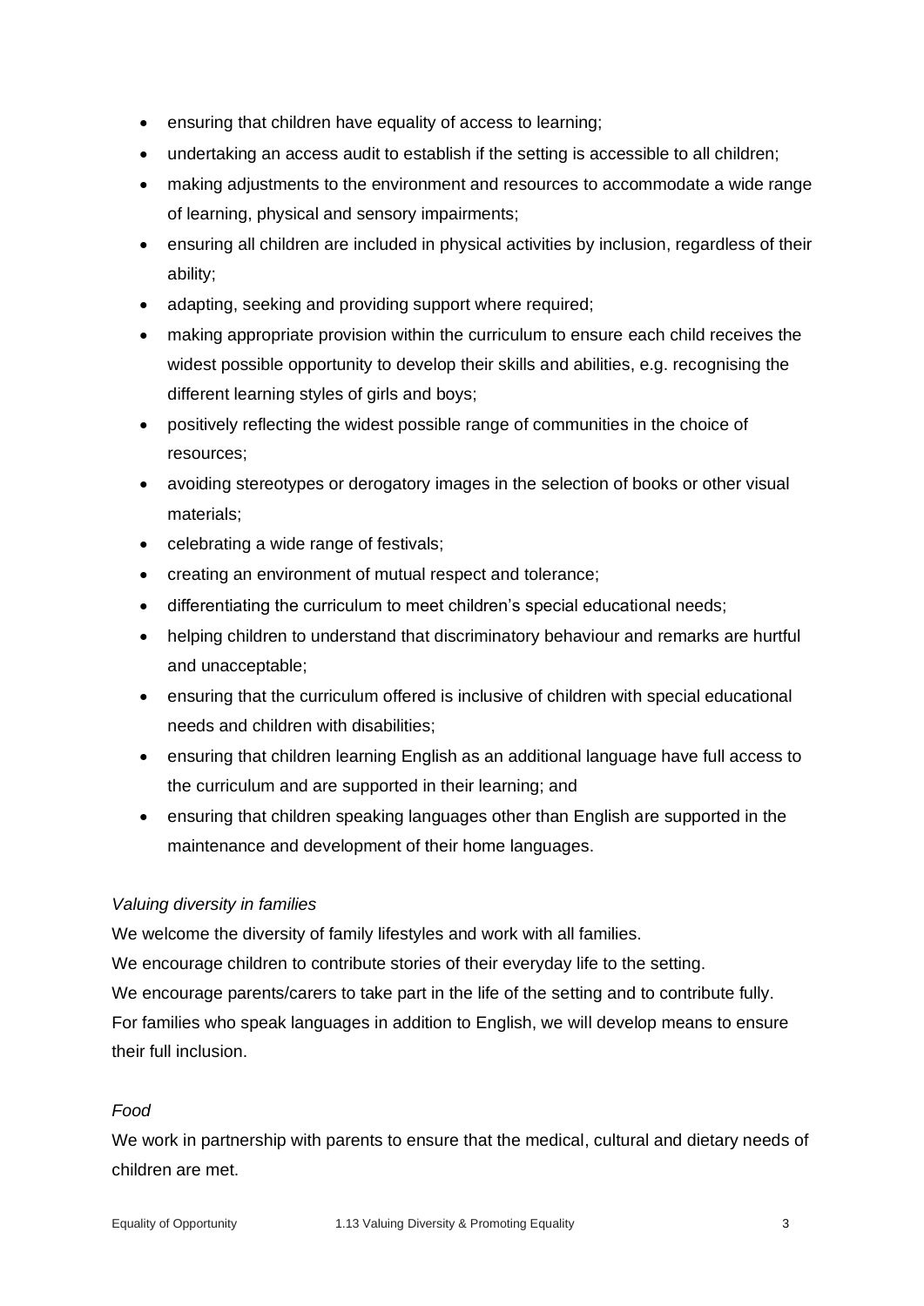- ensuring that children have equality of access to learning;
- undertaking an access audit to establish if the setting is accessible to all children;
- making adjustments to the environment and resources to accommodate a wide range of learning, physical and sensory impairments;
- ensuring all children are included in physical activities by inclusion, regardless of their ability;
- adapting, seeking and providing support where required;
- making appropriate provision within the curriculum to ensure each child receives the widest possible opportunity to develop their skills and abilities, e.g. recognising the different learning styles of girls and boys;
- positively reflecting the widest possible range of communities in the choice of resources;
- avoiding stereotypes or derogatory images in the selection of books or other visual materials;
- celebrating a wide range of festivals;
- creating an environment of mutual respect and tolerance;
- differentiating the curriculum to meet children's special educational needs;
- helping children to understand that discriminatory behaviour and remarks are hurtful and unacceptable;
- ensuring that the curriculum offered is inclusive of children with special educational needs and children with disabilities;
- ensuring that children learning English as an additional language have full access to the curriculum and are supported in their learning; and
- ensuring that children speaking languages other than English are supported in the maintenance and development of their home languages.

*Valuing diversity in families*

We welcome the diversity of family lifestyles and work with all families.

We encourage children to contribute stories of their everyday life to the setting.

We encourage parents/carers to take part in the life of the setting and to contribute fully.

For families who speak languages in addition to English, we will develop means to ensure their full inclusion.

*Food*

We work in partnership with parents to ensure that the medical, cultural and dietary needs of children are met.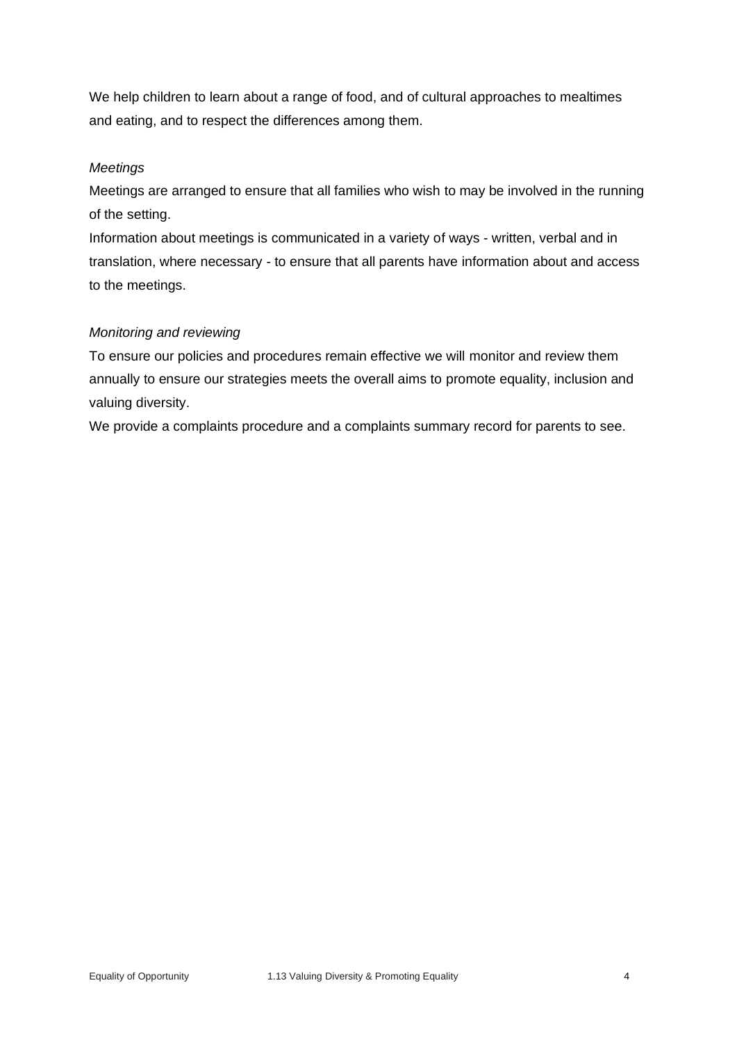We help children to learn about a range of food, and of cultural approaches to mealtimes and eating, and to respect the differences among them.

*Meetings*

Meetings are arranged to ensure that all families who wish to may be involved in the running of the setting.

Information about meetings is communicated in a variety of ways - written, verbal and in translation, where necessary - to ensure that all parents have information about and access to the meetings.

*Monitoring and reviewing*

To ensure our policies and procedures remain effective we will monitor and review them annually to ensure our strategies meets the overall aims to promote equality, inclusion and valuing diversity.

We provide a complaints procedure and a complaints summary record for parents to see.